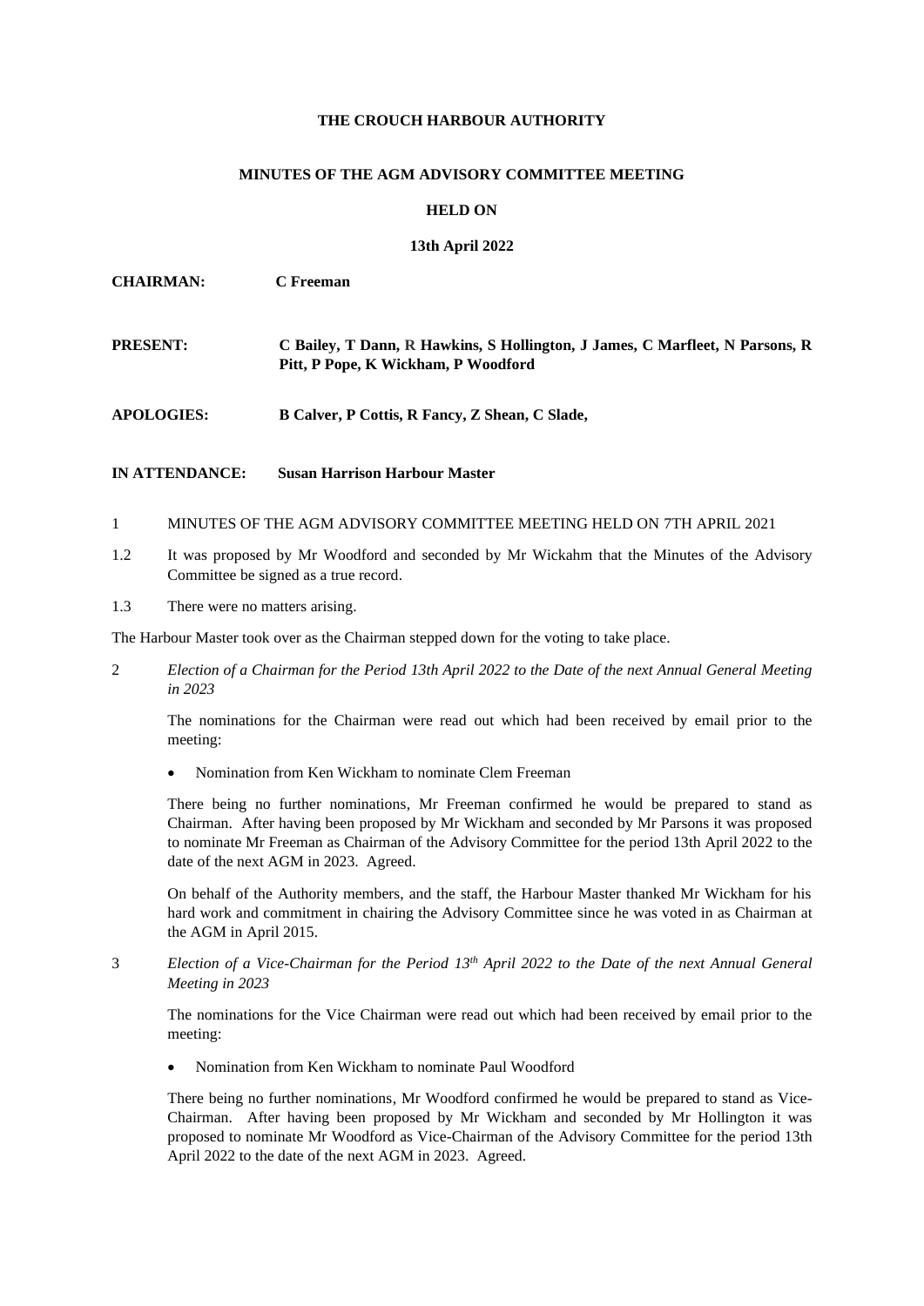**THE CROUCH HARBOUR AUTHORITY**

**MINUTES OF THE AGM ADVISORY COMMITTEE MEETING**

**HELD ON**

**13th April 2022**

**CHAIRMAN:** **C Freeman**

**PRESENT:** **C Bailey, T Dann, R Hawkins, S Hollington, J James, C Marfleet, N Parsons, R Pitt, P Pope, K Wickham, P Woodford**

**APOLOGIES:** **B Calver, P Cottis, R Fancy, Z Shean, C Slade,**

**IN ATTENDANCE:** **Susan Harrison Harbour Master**

1 MINUTES OF THE AGM ADVISORY COMMITTEE MEETING HELD ON 7TH APRIL 2021

1.2 It was proposed by Mr Woodford and seconded by Mr Wickahm that the Minutes of the Advisory Committee be signed as a true record.

1.3 There were no matters arising.

The Harbour Master took over as the Chairman stepped down for the voting to take place.

2 *Election of a Chairman for the Period 13th April 2022 to the Date of the next Annual General Meeting in 2023*

The nominations for the Chairman were read out which had been received by email prior to the meeting:

- Nomination from Ken Wickham to nominate Clem Freeman

There being no further nominations, Mr Freeman confirmed he would be prepared to stand as Chairman. After having been proposed by Mr Wickham and seconded by Mr Parsons it was proposed to nominate Mr Freeman as Chairman of the Advisory Committee for the period 13th April 2022 to the date of the next AGM in 2023. Agreed.

On behalf of the Authority members, and the staff, the Harbour Master thanked Mr Wickham for his hard work and commitment in chairing the Advisory Committee since he was voted in as Chairman at the AGM in April 2015.

3 *Election of a Vice-Chairman for the Period 13th April 2022 to the Date of the next Annual General Meeting in 2023*

The nominations for the Vice Chairman were read out which had been received by email prior to the meeting:

- Nomination from Ken Wickham to nominate Paul Woodford

There being no further nominations, Mr Woodford confirmed he would be prepared to stand as Vice-Chairman. After having been proposed by Mr Wickham and seconded by Mr Hollington it was proposed to nominate Mr Woodford as Vice-Chairman of the Advisory Committee for the period 13th April 2022 to the date of the next AGM in 2023. Agreed.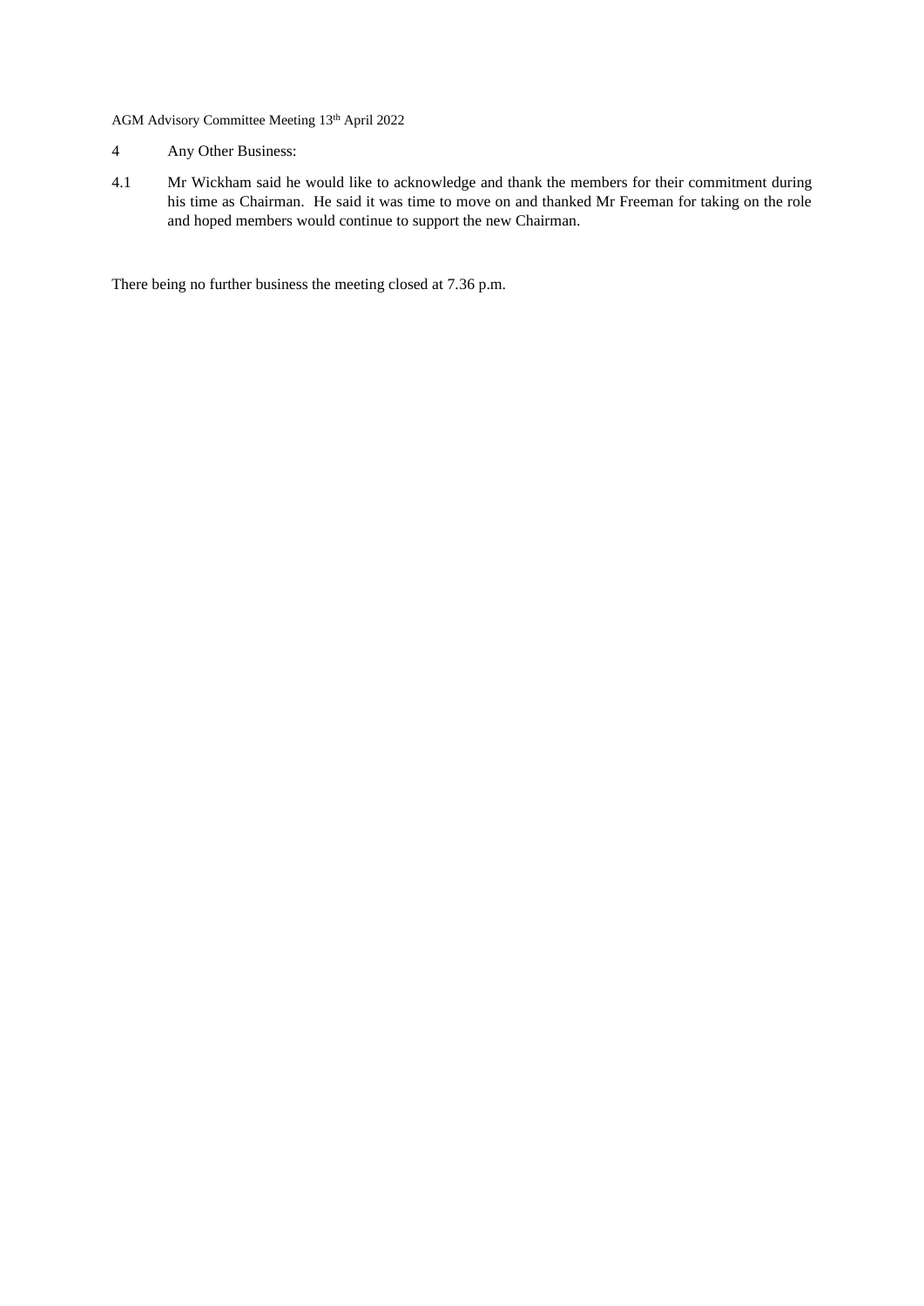4 Any Other Business:

4.1 Mr Wickham said he would like to acknowledge and thank the members for their commitment during his time as Chairman. He said it was time to move on and thanked Mr Freeman for taking on the role and hoped members would continue to support the new Chairman.

There being no further business the meeting closed at 7.36 p.m.